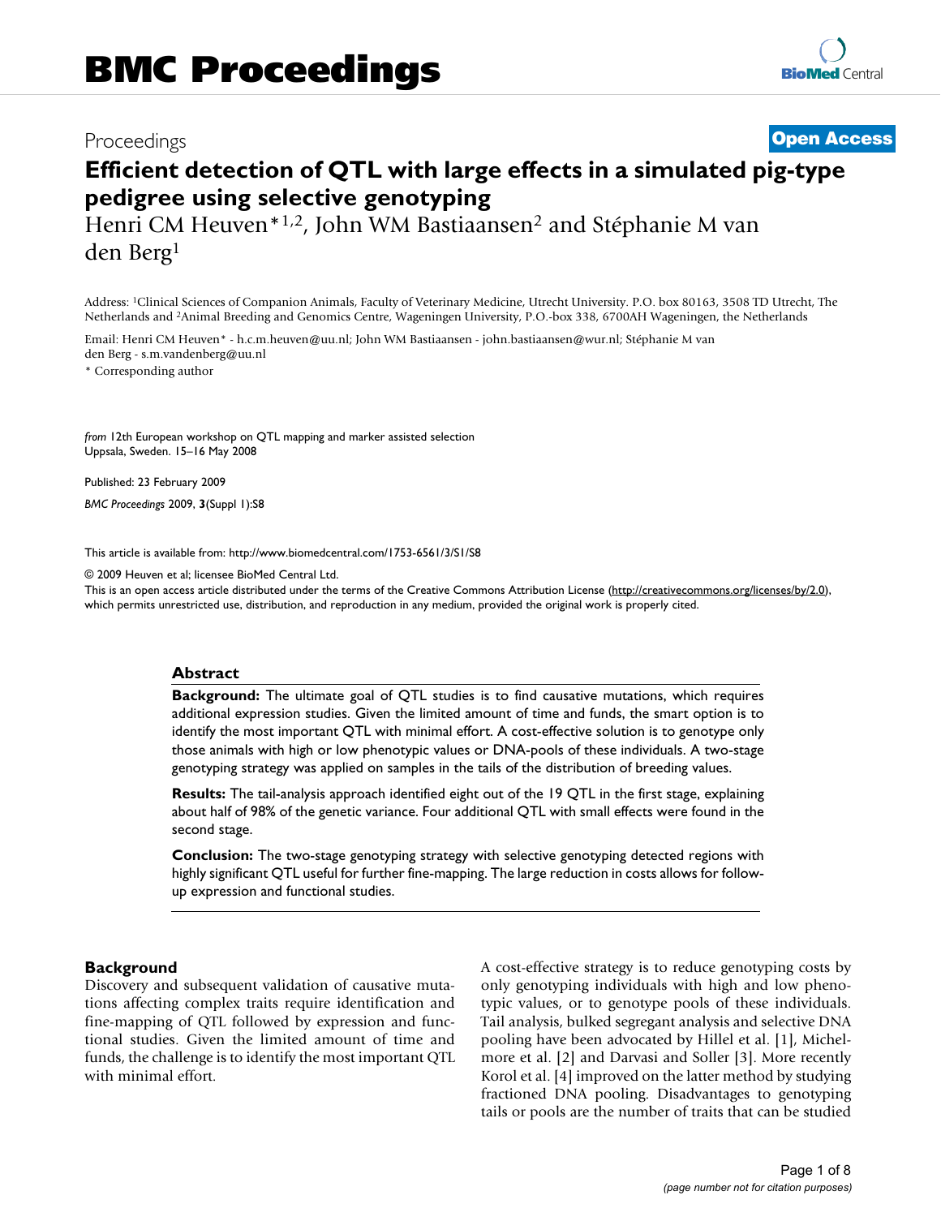# BMC Proceedings

Proceedings **Open Access**

# Efficient detection of QTL with large effects in a simulated pig-type pedigree using selective genotyping

Henri CM Heuven*[1,2], John WM Bastiaansen[2] and Stéphanie M van den Berg[1]

Address: [1]Clinical Sciences of Companion Animals, Faculty of Veterinary Medicine, Utrecht University. P.O. box 80163, 3508 TD Utrecht, The Netherlands and [2]Animal Breeding and Genomics Centre, Wageningen University, P.O.-box 338, 6700AH Wageningen, the Netherlands

Email: Henri CM Heuven* - h.c.m.heuven@uu.nl; John WM Bastiaansen - john.bastiaansen@wur.nl; Stéphanie M van den Berg - s.m.vandenberg@uu.nl

\* Corresponding author

*from* 12th European workshop on QTL mapping and marker assisted selection
Uppsala, Sweden. 15–16 May 2008

Published: 23 February 2009

*BMC Proceedings* 2009, **3**(Suppl 1):S8

This article is available from: http://www.biomedcentral.com/1753-6561/3/S1/S8

© 2009 Heuven et al; licensee BioMed Central Ltd.
This is an open access article distributed under the terms of the Creative Commons Attribution License (http://creativecommons.org/licenses/by/2.0), which permits unrestricted use, distribution, and reproduction in any medium, provided the original work is properly cited.

## Abstract

**Background:** The ultimate goal of QTL studies is to find causative mutations, which requires additional expression studies. Given the limited amount of time and funds, the smart option is to identify the most important QTL with minimal effort. A cost-effective solution is to genotype only those animals with high or low phenotypic values or DNA-pools of these individuals. A two-stage genotyping strategy was applied on samples in the tails of the distribution of breeding values.

**Results:** The tail-analysis approach identified eight out of the 19 QTL in the first stage, explaining about half of 98% of the genetic variance. Four additional QTL with small effects were found in the second stage.

**Conclusion:** The two-stage genotyping strategy with selective genotyping detected regions with highly significant QTL useful for further fine-mapping. The large reduction in costs allows for follow-up expression and functional studies.

## Background

Discovery and subsequent validation of causative mutations affecting complex traits require identification and fine-mapping of QTL followed by expression and functional studies. Given the limited amount of time and funds, the challenge is to identify the most important QTL with minimal effort.

A cost-effective strategy is to reduce genotyping costs by only genotyping individuals with high and low phenotypic values, or to genotype pools of these individuals. Tail analysis, bulked segregant analysis and selective DNA pooling have been advocated by Hillel et al. [1], Michelmore et al. [2] and Darvasi and Soller [3]. More recently Korol et al. [4] improved on the latter method by studying fractioned DNA pooling. Disadvantages to genotyping tails or pools are the number of traits that can be studied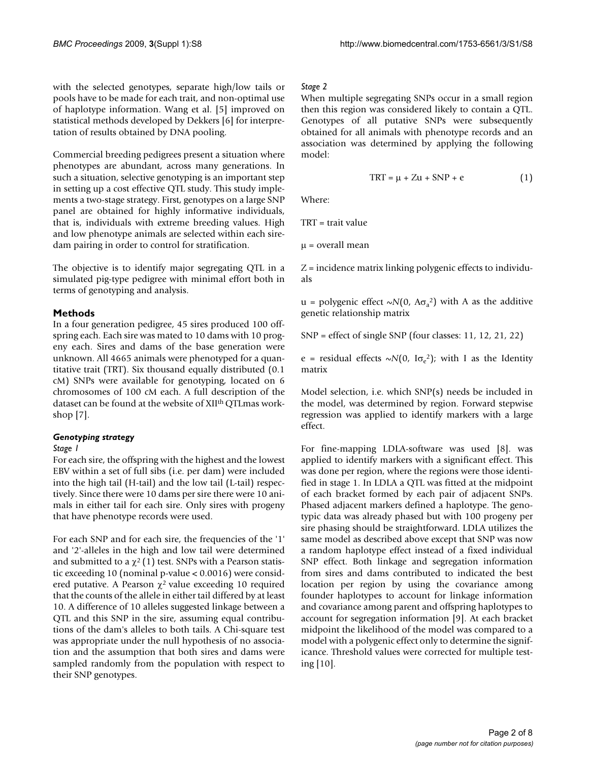with the selected genotypes, separate high/low tails or pools have to be made for each trait, and non-optimal use of haplotype information. Wang et al. [5] improved on statistical methods developed by Dekkers [6] for interpretation of results obtained by DNA pooling.

Commercial breeding pedigrees present a situation where phenotypes are abundant, across many generations. In such a situation, selective genotyping is an important step in setting up a cost effective QTL study. This study implements a two-stage strategy. First, genotypes on a large SNP panel are obtained for highly informative individuals, that is, individuals with extreme breeding values. High and low phenotype animals are selected within each sire-dam pairing in order to control for stratification.

The objective is to identify major segregating QTL in a simulated pig-type pedigree with minimal effort both in terms of genotyping and analysis.

## Methods

In a four generation pedigree, 45 sires produced 100 offspring each. Each sire was mated to 10 dams with 10 progeny each. Sires and dams of the base generation were unknown. All 4665 animals were phenotyped for a quantitative trait (TRT). Six thousand equally distributed (0.1 cM) SNPs were available for genotyping, located on 6 chromosomes of 100 cM each. A full description of the dataset can be found at the website of XII[th] QTLmas workshop [7].

### *Genotyping strategy*

*Stage 1*

For each sire, the offspring with the highest and the lowest EBV within a set of full sibs (i.e. per dam) were included into the high tail (H-tail) and the low tail (L-tail) respectively. Since there were 10 dams per sire there were 10 animals in either tail for each sire. Only sires with progeny that have phenotype records were used.

For each SNP and for each sire, the frequencies of the '1' and '2'-alleles in the high and low tail were determined and submitted to a $\chi^2(1)$ test. SNPs with a Pearson statistic exceeding 10 (nominal p-value < 0.0016) were considered putative. A Pearson $\chi^2$ value exceeding 10 required that the counts of the allele in either tail differed by at least 10. A difference of 10 alleles suggested linkage between a QTL and this SNP in the sire, assuming equal contributions of the dam's alleles to both tails. A Chi-square test was appropriate under the null hypothesis of no association and the assumption that both sires and dams were sampled randomly from the population with respect to their SNP genotypes.

*Stage 2*

When multiple segregating SNPs occur in a small region then this region was considered likely to contain a QTL. Genotypes of all putative SNPs were subsequently obtained for all animals with phenotype records and an association was determined by applying the following model:

$$\text{TRT} = \mu + Zu + \text{SNP} + e \qquad (1)$$

Where:

TRT = trait value

$\mu$ = overall mean

Z = incidence matrix linking polygenic effects to individuals

u = polygenic effect $\sim N(0, A\sigma_a^2)$ with A as the additive genetic relationship matrix

SNP = effect of single SNP (four classes: 11, 12, 21, 22)

e = residual effects $\sim N(0, I\sigma_e^2)$; with I as the Identity matrix

Model selection, i.e. which SNP(s) needs be included in the model, was determined by region. Forward stepwise regression was applied to identify markers with a large effect.

For fine-mapping LDLA-software was used [8]. was applied to identify markers with a significant effect. This was done per region, where the regions were those identified in stage 1. In LDLA a QTL was fitted at the midpoint of each bracket formed by each pair of adjacent SNPs. Phased adjacent markers defined a haplotype. The genotypic data was already phased but with 100 progeny per sire phasing should be straightforward. LDLA utilizes the same model as described above except that SNP was now a random haplotype effect instead of a fixed individual SNP effect. Both linkage and segregation information from sires and dams contributed to indicated the best location per region by using the covariance among founder haplotypes to account for linkage information and covariance among parent and offspring haplotypes to account for segregation information [9]. At each bracket midpoint the likelihood of the model was compared to a model with a polygenic effect only to determine the significance. Threshold values were corrected for multiple testing [10].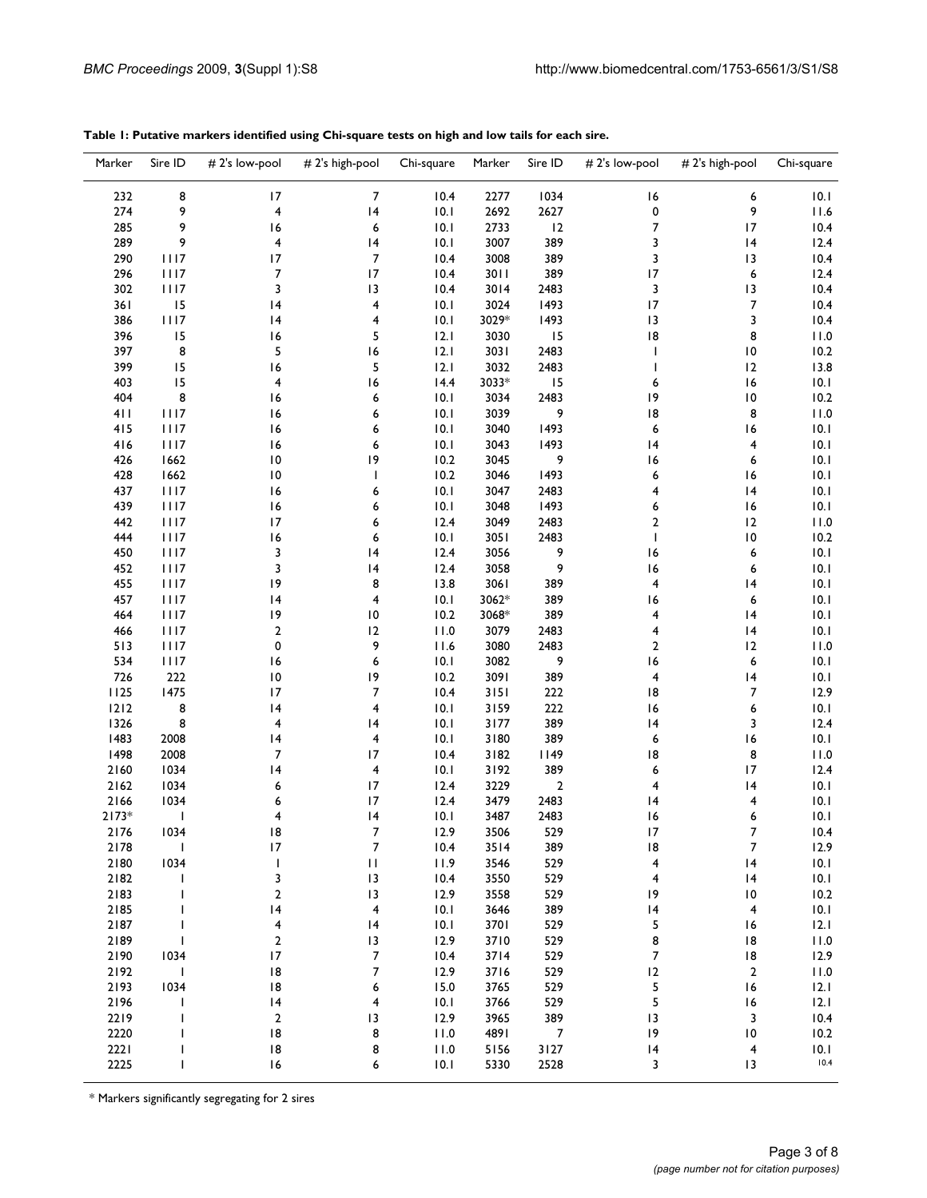**Table 1: Putative markers identified using Chi-square tests on high and low tails for each sire.**

| Marker | Sire ID | # 2's low-pool | # 2's high-pool | Chi-square | Marker | Sire ID | # 2's low-pool | # 2's high-pool | Chi-square |
|---|---|---|---|---|---|---|---|---|---|
| 232 | 8 | 17 | 7 | 10.4 | 2277 | 1034 | 16 | 6 | 10.1 |
| 274 | 9 | 4 | 14 | 10.1 | 2692 | 2627 | 0 | 9 | 11.6 |
| 285 | 9 | 16 | 6 | 10.1 | 2733 | 12 | 7 | 17 | 10.4 |
| 289 | 9 | 4 | 14 | 10.1 | 3007 | 389 | 3 | 14 | 12.4 |
| 290 | 1117 | 17 | 7 | 10.4 | 3008 | 389 | 3 | 13 | 10.4 |
| 296 | 1117 | 7 | 17 | 10.4 | 3011 | 389 | 17 | 6 | 12.4 |
| 302 | 1117 | 3 | 13 | 10.4 | 3014 | 2483 | 3 | 13 | 10.4 |
| 361 | 15 | 14 | 4 | 10.1 | 3024 | 1493 | 17 | 7 | 10.4 |
| 386 | 1117 | 14 | 4 | 10.1 | 3029* | 1493 | 13 | 3 | 10.4 |
| 396 | 15 | 16 | 5 | 12.1 | 3030 | 15 | 18 | 8 | 11.0 |
| 397 | 8 | 5 | 16 | 12.1 | 3031 | 2483 | 1 | 10 | 10.2 |
| 399 | 15 | 16 | 5 | 12.1 | 3032 | 2483 | 1 | 12 | 13.8 |
| 403 | 15 | 4 | 16 | 14.4 | 3033* | 15 | 6 | 16 | 10.1 |
| 404 | 8 | 16 | 6 | 10.1 | 3034 | 2483 | 19 | 10 | 10.2 |
| 411 | 1117 | 16 | 6 | 10.1 | 3039 | 9 | 18 | 8 | 11.0 |
| 415 | 1117 | 16 | 6 | 10.1 | 3040 | 1493 | 6 | 16 | 10.1 |
| 416 | 1117 | 16 | 6 | 10.1 | 3043 | 1493 | 14 | 4 | 10.1 |
| 426 | 1662 | 10 | 19 | 10.2 | 3045 | 9 | 16 | 6 | 10.1 |
| 428 | 1662 | 10 | 1 | 10.2 | 3046 | 1493 | 6 | 16 | 10.1 |
| 437 | 1117 | 16 | 6 | 10.1 | 3047 | 2483 | 4 | 14 | 10.1 |
| 439 | 1117 | 16 | 6 | 10.1 | 3048 | 1493 | 6 | 16 | 10.1 |
| 442 | 1117 | 17 | 6 | 12.4 | 3049 | 2483 | 2 | 12 | 11.0 |
| 444 | 1117 | 16 | 6 | 10.1 | 3051 | 2483 | 1 | 10 | 10.2 |
| 450 | 1117 | 3 | 14 | 12.4 | 3056 | 9 | 16 | 6 | 10.1 |
| 452 | 1117 | 3 | 14 | 12.4 | 3058 | 9 | 16 | 6 | 10.1 |
| 455 | 1117 | 19 | 8 | 13.8 | 3061 | 389 | 4 | 14 | 10.1 |
| 457 | 1117 | 14 | 4 | 10.1 | 3062* | 389 | 16 | 6 | 10.1 |
| 464 | 1117 | 19 | 10 | 10.2 | 3068* | 389 | 4 | 14 | 10.1 |
| 466 | 1117 | 2 | 12 | 11.0 | 3079 | 2483 | 4 | 14 | 10.1 |
| 513 | 1117 | 0 | 9 | 11.6 | 3080 | 2483 | 2 | 12 | 11.0 |
| 534 | 1117 | 16 | 6 | 10.1 | 3082 | 9 | 16 | 6 | 10.1 |
| 726 | 222 | 10 | 19 | 10.2 | 3091 | 389 | 4 | 14 | 10.1 |
| 1125 | 1475 | 17 | 7 | 10.4 | 3151 | 222 | 18 | 7 | 12.9 |
| 1212 | 8 | 14 | 4 | 10.1 | 3159 | 222 | 16 | 6 | 10.1 |
| 1326 | 8 | 4 | 14 | 10.1 | 3177 | 389 | 14 | 3 | 12.4 |
| 1483 | 2008 | 14 | 4 | 10.1 | 3180 | 389 | 6 | 16 | 10.1 |
| 1498 | 2008 | 7 | 17 | 10.4 | 3182 | 1149 | 18 | 8 | 11.0 |
| 2160 | 1034 | 14 | 4 | 10.1 | 3192 | 389 | 6 | 17 | 12.4 |
| 2162 | 1034 | 6 | 17 | 12.4 | 3229 | 2 | 4 | 14 | 10.1 |
| 2166 | 1034 | 6 | 17 | 12.4 | 3479 | 2483 | 14 | 4 | 10.1 |
| 2173* | 1 | 4 | 14 | 10.1 | 3487 | 2483 | 16 | 6 | 10.1 |
| 2176 | 1034 | 18 | 7 | 12.9 | 3506 | 529 | 17 | 7 | 10.4 |
| 2178 | 1 | 17 | 7 | 10.4 | 3514 | 389 | 18 | 7 | 12.9 |
| 2180 | 1034 | 1 | 11 | 11.9 | 3546 | 529 | 4 | 14 | 10.1 |
| 2182 | 1 | 3 | 13 | 10.4 | 3550 | 529 | 4 | 14 | 10.1 |
| 2183 | 1 | 2 | 13 | 12.9 | 3558 | 529 | 19 | 10 | 10.2 |
| 2185 | 1 | 14 | 4 | 10.1 | 3646 | 389 | 14 | 4 | 10.1 |
| 2187 | 1 | 4 | 14 | 10.1 | 3701 | 529 | 5 | 16 | 12.1 |
| 2189 | 1 | 2 | 13 | 12.9 | 3710 | 529 | 8 | 18 | 11.0 |
| 2190 | 1034 | 17 | 7 | 10.4 | 3714 | 529 | 7 | 18 | 12.9 |
| 2192 | 1 | 18 | 7 | 12.9 | 3716 | 529 | 12 | 2 | 11.0 |
| 2193 | 1034 | 18 | 6 | 15.0 | 3765 | 529 | 5 | 16 | 12.1 |
| 2196 | 1 | 14 | 4 | 10.1 | 3766 | 529 | 5 | 16 | 12.1 |
| 2219 | 1 | 2 | 13 | 12.9 | 3965 | 389 | 13 | 3 | 10.4 |
| 2220 | 1 | 18 | 8 | 11.0 | 4891 | 7 | 19 | 10 | 10.2 |
| 2221 | 1 | 18 | 8 | 11.0 | 5156 | 3127 | 14 | 4 | 10.1 |
| 2225 | 1 | 16 | 6 | 10.1 | 5330 | 2528 | 3 | 13 | 10.4 |

* Markers significantly segregating for 2 sires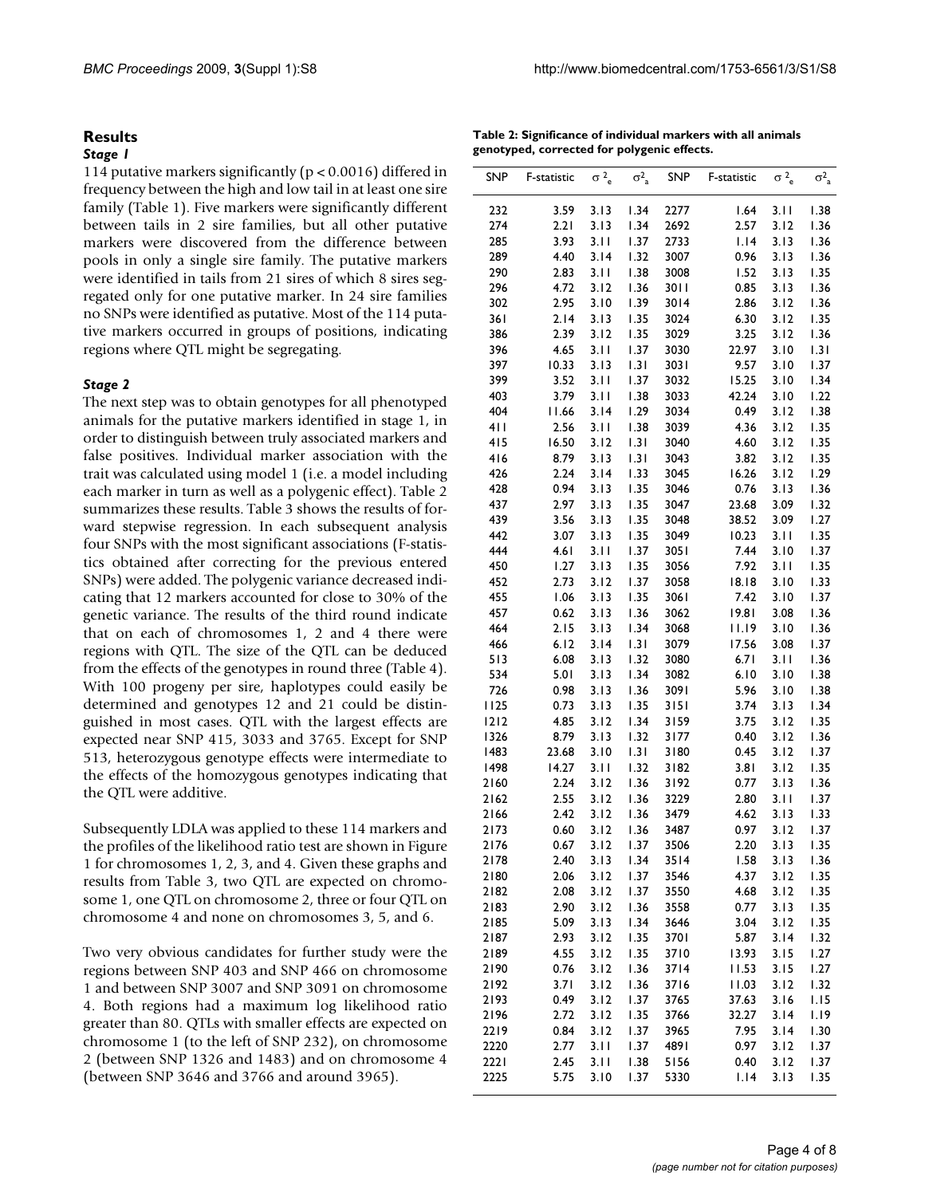## Results

### *Stage 1*

114 putative markers significantly ($p < 0.0016$) differed in frequency between the high and low tail in at least one sire family (Table 1). Five markers were significantly different between tails in 2 sire families, but all other putative markers were discovered from the difference between pools in only a single sire family. The putative markers were identified in tails from 21 sires of which 8 sires segregated only for one putative marker. In 24 sire families no SNPs were identified as putative. Most of the 114 putative markers occurred in groups of positions, indicating regions where QTL might be segregating.

### *Stage 2*

The next step was to obtain genotypes for all phenotyped animals for the putative markers identified in stage 1, in order to distinguish between truly associated markers and false positives. Individual marker association with the trait was calculated using model 1 (i.e. a model including each marker in turn as well as a polygenic effect). Table 2 summarizes these results. Table 3 shows the results of forward stepwise regression. In each subsequent analysis four SNPs with the most significant associations (F-statistics obtained after correcting for the previous entered SNPs) were added. The polygenic variance decreased indicating that 12 markers accounted for close to 30% of the genetic variance. The results of the third round indicate that on each of chromosomes 1, 2 and 4 there were regions with QTL. The size of the QTL can be deduced from the effects of the genotypes in round three (Table 4). With 100 progeny per sire, haplotypes could easily be determined and genotypes 12 and 21 could be distinguished in most cases. QTL with the largest effects are expected near SNP 415, 3033 and 3765. Except for SNP 513, heterozygous genotype effects were intermediate to the effects of the homozygous genotypes indicating that the QTL were additive.

Subsequently LDLA was applied to these 114 markers and the profiles of the likelihood ratio test are shown in Figure 1 for chromosomes 1, 2, 3, and 4. Given these graphs and results from Table 3, two QTL are expected on chromosome 1, one QTL on chromosome 2, three or four QTL on chromosome 4 and none on chromosomes 3, 5, and 6.

Two very obvious candidates for further study were the regions between SNP 403 and SNP 466 on chromosome 1 and between SNP 3007 and SNP 3091 on chromosome 4. Both regions had a maximum log likelihood ratio greater than 80. QTLs with smaller effects are expected on chromosome 1 (to the left of SNP 232), on chromosome 2 (between SNP 1326 and 1483) and on chromosome 4 (between SNP 3646 and 3766 and around 3965).

**Table 2: Significance of individual markers with all animals genotyped, corrected for polygenic effects.**

| SNP | F-statistic | $\sigma^2_e$ | $\sigma^2_a$ | SNP | F-statistic | $\sigma^2_e$ | $\sigma^2_a$ |
|---|---|---|---|---|---|---|---|
| 232 | 3.59 | 3.13 | 1.34 | 2277 | 1.64 | 3.11 | 1.38 |
| 274 | 2.21 | 3.13 | 1.34 | 2692 | 2.57 | 3.12 | 1.36 |
| 285 | 3.93 | 3.11 | 1.37 | 2733 | 1.14 | 3.13 | 1.36 |
| 289 | 4.40 | 3.14 | 1.32 | 3007 | 0.96 | 3.13 | 1.36 |
| 290 | 2.83 | 3.11 | 1.38 | 3008 | 1.52 | 3.13 | 1.35 |
| 296 | 4.72 | 3.12 | 1.36 | 3011 | 0.85 | 3.13 | 1.36 |
| 302 | 2.95 | 3.10 | 1.39 | 3014 | 2.86 | 3.12 | 1.36 |
| 361 | 2.14 | 3.13 | 1.35 | 3024 | 6.30 | 3.12 | 1.35 |
| 386 | 2.39 | 3.12 | 1.35 | 3029 | 3.25 | 3.12 | 1.36 |
| 396 | 4.65 | 3.11 | 1.37 | 3030 | 22.97 | 3.10 | 1.31 |
| 397 | 10.33 | 3.13 | 1.31 | 3031 | 9.57 | 3.10 | 1.37 |
| 399 | 3.52 | 3.11 | 1.37 | 3032 | 15.25 | 3.10 | 1.34 |
| 403 | 3.79 | 3.11 | 1.38 | 3033 | 42.24 | 3.10 | 1.22 |
| 404 | 11.66 | 3.14 | 1.29 | 3034 | 0.49 | 3.12 | 1.38 |
| 411 | 2.56 | 3.11 | 1.38 | 3039 | 4.36 | 3.12 | 1.35 |
| 415 | 16.50 | 3.12 | 1.31 | 3040 | 4.60 | 3.12 | 1.35 |
| 416 | 8.79 | 3.13 | 1.31 | 3043 | 3.82 | 3.12 | 1.35 |
| 426 | 2.24 | 3.14 | 1.33 | 3045 | 16.26 | 3.12 | 1.29 |
| 428 | 0.94 | 3.13 | 1.35 | 3046 | 0.76 | 3.13 | 1.36 |
| 437 | 2.97 | 3.13 | 1.35 | 3047 | 23.68 | 3.09 | 1.32 |
| 439 | 3.56 | 3.13 | 1.35 | 3048 | 38.52 | 3.09 | 1.27 |
| 442 | 3.07 | 3.13 | 1.35 | 3049 | 10.23 | 3.11 | 1.35 |
| 444 | 4.61 | 3.11 | 1.37 | 3051 | 7.44 | 3.10 | 1.37 |
| 450 | 1.27 | 3.13 | 1.35 | 3056 | 7.92 | 3.11 | 1.35 |
| 452 | 2.73 | 3.12 | 1.37 | 3058 | 18.18 | 3.10 | 1.33 |
| 455 | 1.06 | 3.13 | 1.35 | 3061 | 7.42 | 3.10 | 1.37 |
| 457 | 0.62 | 3.13 | 1.36 | 3062 | 19.81 | 3.08 | 1.36 |
| 464 | 2.15 | 3.13 | 1.34 | 3068 | 11.19 | 3.10 | 1.36 |
| 466 | 6.12 | 3.14 | 1.31 | 3079 | 17.56 | 3.08 | 1.37 |
| 513 | 6.08 | 3.13 | 1.32 | 3080 | 6.71 | 3.11 | 1.36 |
| 534 | 5.01 | 3.13 | 1.34 | 3082 | 6.10 | 3.10 | 1.38 |
| 726 | 0.98 | 3.13 | 1.36 | 3091 | 5.96 | 3.10 | 1.38 |
| 1125 | 0.73 | 3.13 | 1.35 | 3151 | 3.74 | 3.13 | 1.34 |
| 1212 | 4.85 | 3.12 | 1.34 | 3159 | 3.75 | 3.12 | 1.35 |
| 1326 | 8.79 | 3.13 | 1.32 | 3177 | 0.40 | 3.12 | 1.36 |
| 1483 | 23.68 | 3.10 | 1.31 | 3180 | 0.45 | 3.12 | 1.37 |
| 1498 | 14.27 | 3.11 | 1.32 | 3182 | 3.81 | 3.12 | 1.35 |
| 2160 | 2.24 | 3.12 | 1.36 | 3192 | 0.77 | 3.13 | 1.36 |
| 2162 | 2.55 | 3.12 | 1.36 | 3229 | 2.80 | 3.11 | 1.37 |
| 2166 | 2.42 | 3.12 | 1.36 | 3479 | 4.62 | 3.13 | 1.33 |
| 2173 | 0.60 | 3.12 | 1.36 | 3487 | 0.97 | 3.12 | 1.37 |
| 2176 | 0.67 | 3.12 | 1.37 | 3506 | 2.20 | 3.13 | 1.35 |
| 2178 | 2.40 | 3.13 | 1.34 | 3514 | 1.58 | 3.13 | 1.36 |
| 2180 | 2.06 | 3.12 | 1.37 | 3546 | 4.37 | 3.12 | 1.35 |
| 2182 | 2.08 | 3.12 | 1.37 | 3550 | 4.68 | 3.12 | 1.35 |
| 2183 | 2.90 | 3.12 | 1.36 | 3558 | 0.77 | 3.13 | 1.35 |
| 2185 | 5.09 | 3.13 | 1.34 | 3646 | 3.04 | 3.12 | 1.35 |
| 2187 | 2.93 | 3.12 | 1.35 | 3701 | 5.87 | 3.14 | 1.32 |
| 2189 | 4.55 | 3.12 | 1.35 | 3710 | 13.93 | 3.15 | 1.27 |
| 2190 | 0.76 | 3.12 | 1.36 | 3714 | 11.53 | 3.15 | 1.27 |
| 2192 | 3.71 | 3.12 | 1.36 | 3716 | 11.03 | 3.12 | 1.32 |
| 2193 | 0.49 | 3.12 | 1.37 | 3765 | 37.63 | 3.16 | 1.15 |
| 2196 | 2.72 | 3.12 | 1.35 | 3766 | 32.27 | 3.14 | 1.19 |
| 2219 | 0.84 | 3.12 | 1.37 | 3965 | 7.95 | 3.14 | 1.30 |
| 2220 | 2.77 | 3.11 | 1.37 | 4891 | 0.97 | 3.12 | 1.37 |
| 2221 | 2.45 | 3.11 | 1.38 | 5156 | 0.40 | 3.12 | 1.37 |
| 2225 | 5.75 | 3.10 | 1.37 | 5330 | 1.14 | 3.13 | 1.35 |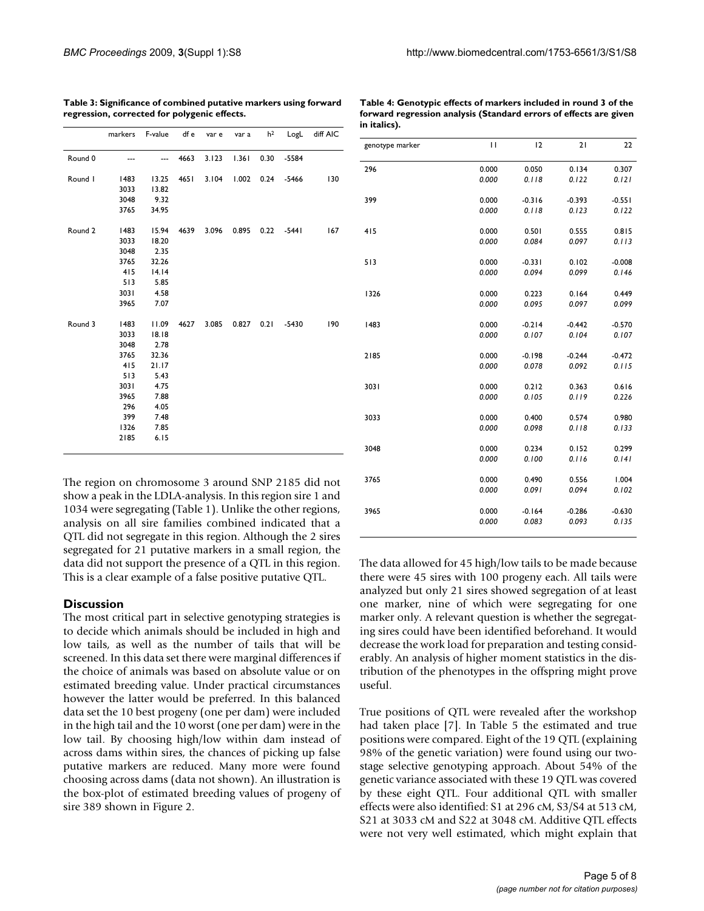**Table 3: Significance of combined putative markers using forward regression, corrected for polygenic effects.**

| | markers | F-value | df e | var e | var a | h² | LogL | diff AIC |
|---|---|---|---|---|---|---|---|---|
| Round 0 | --- | --- | 4663 | 3.123 | 1.361 | 0.30 | -5584 | |
| Round 1 | 1483 | 13.25 | 4651 | 3.104 | 1.002 | 0.24 | -5466 | 130 |
| | 3033 | 13.82 | | | | | | |
| | 3048 | 9.32 | | | | | | |
| | 3765 | 34.95 | | | | | | |
| Round 2 | 1483 | 15.94 | 4639 | 3.096 | 0.895 | 0.22 | -5441 | 167 |
| | 3033 | 18.20 | | | | | | |
| | 3048 | 2.35 | | | | | | |
| | 3765 | 32.26 | | | | | | |
| | 415 | 14.14 | | | | | | |
| | 513 | 5.85 | | | | | | |
| | 3031 | 4.58 | | | | | | |
| | 3965 | 7.07 | | | | | | |
| Round 3 | 1483 | 11.09 | 4627 | 3.085 | 0.827 | 0.21 | -5430 | 190 |
| | 3033 | 18.18 | | | | | | |
| | 3048 | 2.78 | | | | | | |
| | 3765 | 32.36 | | | | | | |
| | 415 | 21.17 | | | | | | |
| | 513 | 5.43 | | | | | | |
| | 3031 | 4.75 | | | | | | |
| | 3965 | 7.88 | | | | | | |
| | 296 | 4.05 | | | | | | |
| | 399 | 7.48 | | | | | | |
| | 1326 | 7.85 | | | | | | |
| | 2185 | 6.15 | | | | | | |

The region on chromosome 3 around SNP 2185 did not show a peak in the LDLA-analysis. In this region sire 1 and 1034 were segregating (Table 1). Unlike the other regions, analysis on all sire families combined indicated that a QTL did not segregate in this region. Although the 2 sires segregated for 21 putative markers in a small region, the data did not support the presence of a QTL in this region. This is a clear example of a false positive putative QTL.

## Discussion

The most critical part in selective genotyping strategies is to decide which animals should be included in high and low tails, as well as the number of tails that will be screened. In this data set there were marginal differences if the choice of animals was based on absolute value or on estimated breeding value. Under practical circumstances however the latter would be preferred. In this balanced data set the 10 best progeny (one per dam) were included in the high tail and the 10 worst (one per dam) were in the low tail. By choosing high/low within dam instead of across dams within sires, the chances of picking up false putative markers are reduced. Many more were found choosing across dams (data not shown). An illustration is the box-plot of estimated breeding values of progeny of sire 389 shown in Figure 2.

**Table 4: Genotypic effects of markers included in round 3 of the forward regression analysis (Standard errors of effects are given in italics).**

| genotype marker | 11 | 12 | 21 | 22 |
|---|---|---|---|---|
| 296 | 0.000 | 0.050 | 0.134 | 0.307 |
| | *0.000* | *0.118* | *0.122* | *0.121* |
| 399 | 0.000 | -0.316 | -0.393 | -0.551 |
| | *0.000* | *0.118* | *0.123* | *0.122* |
| 415 | 0.000 | 0.501 | 0.555 | 0.815 |
| | *0.000* | *0.084* | *0.097* | *0.113* |
| 513 | 0.000 | -0.331 | 0.102 | -0.008 |
| | *0.000* | *0.094* | *0.099* | *0.146* |
| 1326 | 0.000 | 0.223 | 0.164 | 0.449 |
| | *0.000* | *0.095* | *0.097* | *0.099* |
| 1483 | 0.000 | -0.214 | -0.442 | -0.570 |
| | *0.000* | *0.107* | *0.104* | *0.107* |
| 2185 | 0.000 | -0.198 | -0.244 | -0.472 |
| | *0.000* | *0.078* | *0.092* | *0.115* |
| 3031 | 0.000 | 0.212 | 0.363 | 0.616 |
| | *0.000* | *0.105* | *0.119* | *0.226* |
| 3033 | 0.000 | 0.400 | 0.574 | 0.980 |
| | *0.000* | *0.098* | *0.118* | *0.133* |
| 3048 | 0.000 | 0.234 | 0.152 | 0.299 |
| | *0.000* | *0.100* | *0.116* | *0.141* |
| 3765 | 0.000 | 0.490 | 0.556 | 1.004 |
| | *0.000* | *0.091* | *0.094* | *0.102* |
| 3965 | 0.000 | -0.164 | -0.286 | -0.630 |
| | *0.000* | *0.083* | *0.093* | *0.135* |

The data allowed for 45 high/low tails to be made because there were 45 sires with 100 progeny each. All tails were analyzed but only 21 sires showed segregation of at least one marker, nine of which were segregating for one marker only. A relevant question is whether the segregating sires could have been identified beforehand. It would decrease the work load for preparation and testing considerably. An analysis of higher moment statistics in the distribution of the phenotypes in the offspring might prove useful.

True positions of QTL were revealed after the workshop had taken place [7]. In Table 5 the estimated and true positions were compared. Eight of the 19 QTL (explaining 98% of the genetic variation) were found using our two-stage selective genotyping approach. About 54% of the genetic variance associated with these 19 QTL was covered by these eight QTL. Four additional QTL with smaller effects were also identified: S1 at 296 cM, S3/S4 at 513 cM, S21 at 3033 cM and S22 at 3048 cM. Additive QTL effects were not very well estimated, which might explain that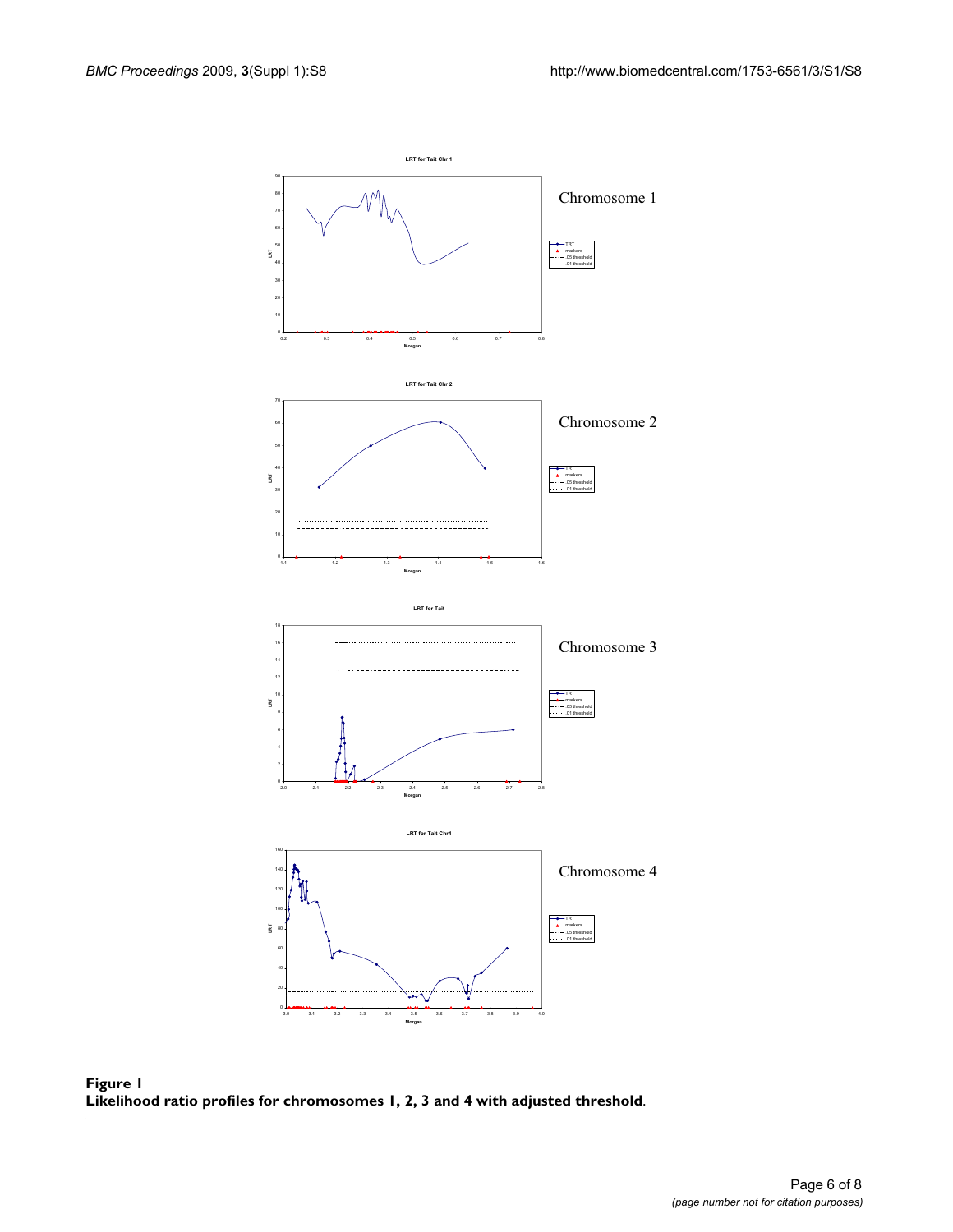**Figure 1**
**Likelihood ratio profiles for chromosomes 1, 2, 3 and 4 with adjusted threshold**.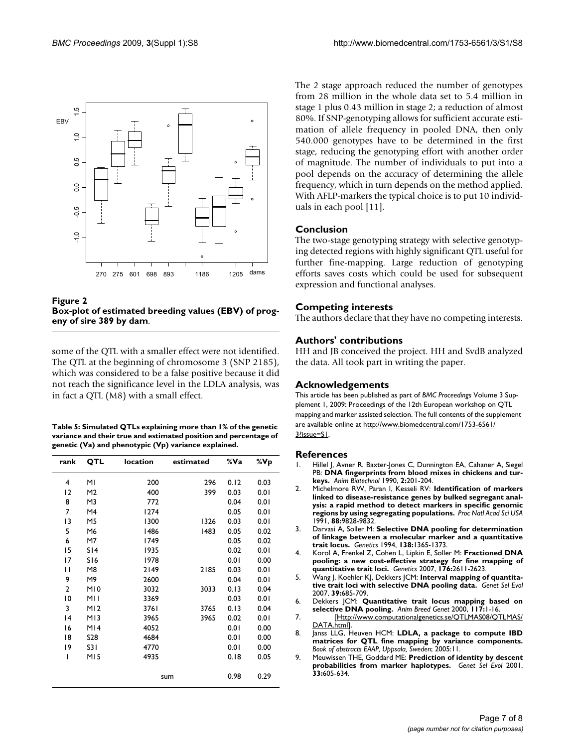**Figure 2**
**Box-plot of estimated breeding values (EBV) of progeny of sire 389 by dam**.

some of the QTL with a smaller effect were not identified. The QTL at the beginning of chromosome 3 (SNP 2185), which was considered to be a false positive because it did not reach the significance level in the LDLA analysis, was in fact a QTL (M8) with a small effect.

**Table 5: Simulated QTLs explaining more than 1% of the genetic variance and their true and estimated position and percentage of genetic (Va) and phenotypic (Vp) variance explained.**

| rank | QTL | location | estimated | %Va | %Vp |
|---|---|---|---|---|---|
| 4 | M1 | 200 | 296 | 0.12 | 0.03 |
| 12 | M2 | 400 | 399 | 0.03 | 0.01 |
| 8 | M3 | 772 | | 0.04 | 0.01 |
| 7 | M4 | 1274 | | 0.05 | 0.01 |
| 13 | M5 | 1300 | 1326 | 0.03 | 0.01 |
| 5 | M6 | 1486 | 1483 | 0.05 | 0.02 |
| 6 | M7 | 1749 | | 0.05 | 0.02 |
| 15 | S14 | 1935 | | 0.02 | 0.01 |
| 17 | S16 | 1978 | | 0.01 | 0.00 |
| 11 | M8 | 2149 | 2185 | 0.03 | 0.01 |
| 9 | M9 | 2600 | | 0.04 | 0.01 |
| 2 | M10 | 3032 | 3033 | 0.13 | 0.04 |
| 10 | M11 | 3369 | | 0.03 | 0.01 |
| 3 | M12 | 3761 | 3765 | 0.13 | 0.04 |
| 14 | M13 | 3965 | 3965 | 0.02 | 0.01 |
| 16 | M14 | 4052 | | 0.01 | 0.00 |
| 18 | S28 | 4684 | | 0.01 | 0.00 |
| 19 | S31 | 4770 | | 0.01 | 0.00 |
| 1 | M15 | 4935 | | 0.18 | 0.05 |
| | | | sum | 0.98 | 0.29 |

The 2 stage approach reduced the number of genotypes from 28 million in the whole data set to 5.4 million in stage 1 plus 0.43 million in stage 2; a reduction of almost 80%. If SNP-genotyping allows for sufficient accurate estimation of allele frequency in pooled DNA, then only 540.000 genotypes have to be determined in the first stage, reducing the genotyping effort with another order of magnitude. The number of individuals to put into a pool depends on the accuracy of determining the allele frequency, which in turn depends on the method applied. With AFLP-markers the typical choice is to put 10 individuals in each pool [11].

## Conclusion

The two-stage genotyping strategy with selective genotyping detected regions with highly significant QTL useful for further fine-mapping. Large reduction of genotyping efforts saves costs which could be used for subsequent expression and functional analyses.

## Competing interests

The authors declare that they have no competing interests.

## Authors' contributions

HH and JB conceived the project. HH and SvdB analyzed the data. All took part in writing the paper.

## Acknowledgements

This article has been published as part of *BMC Proceedings* Volume 3 Supplement 1, 2009: Proceedings of the 12th European workshop on QTL mapping and marker assisted selection. The full contents of the supplement are available online at http://www.biomedcentral.com/1753-6561/3?issue=S1.

## References

1. Hillel J, Avner R, Baxter-Jones C, Dunnington EA, Cahaner A, Siegel PB: **DNA fingerprints from blood mixes in chickens and turkeys.** *Anim Biotechnol* 1990, **2:**201-204.
2. Michelmore RW, Paran I, Kesseli RV: **Identification of markers linked to disease-resistance genes by bulked segregant analysis: a rapid method to detect markers in specific genomic regions by using segregating populations.** *Proc Natl Acad Sci USA* 1991, **88:**9828-9832.
3. Darvasi A, Soller M: **Selective DNA pooling for determination of linkage between a molecular marker and a quantitative trait locus.** *Genetics* 1994, **138:**1365-1373.
4. Korol A, Frenkel Z, Cohen L, Lipkin E, Soller M: **Fractioned DNA pooling: a new cost-effective strategy for fine mapping of quantitative trait loci.** *Genetics* 2007, **176:**2611-2623.
5. Wang J, Koehler KJ, Dekkers JCM: **Interval mapping of quantitative trait loci with selective DNA pooling data.** *Genet Sel Evol* 2007, **39:**685-709.
6. Dekkers JCM: **Quantitative trait locus mapping based on selective DNA pooling.** *Anim Breed Genet* 2000, **117:**1-16.
7. [Http://www.computationalgenetics.se/QTLMAS08/QTLMAS/DATA.html].
8. Janss LLG, Heuven HCM: **LDLA, a package to compute IBD matrices for QTL fine mapping by variance components.** *Book of abstracts EAAP, Uppsala, Sweden*; 2005:11.
9. Meuwissen THE, Goddard ME: **Prediction of identity by descent probabilities from marker haplotypes.** *Genet Sel Evol* 2001, **33:**605-634.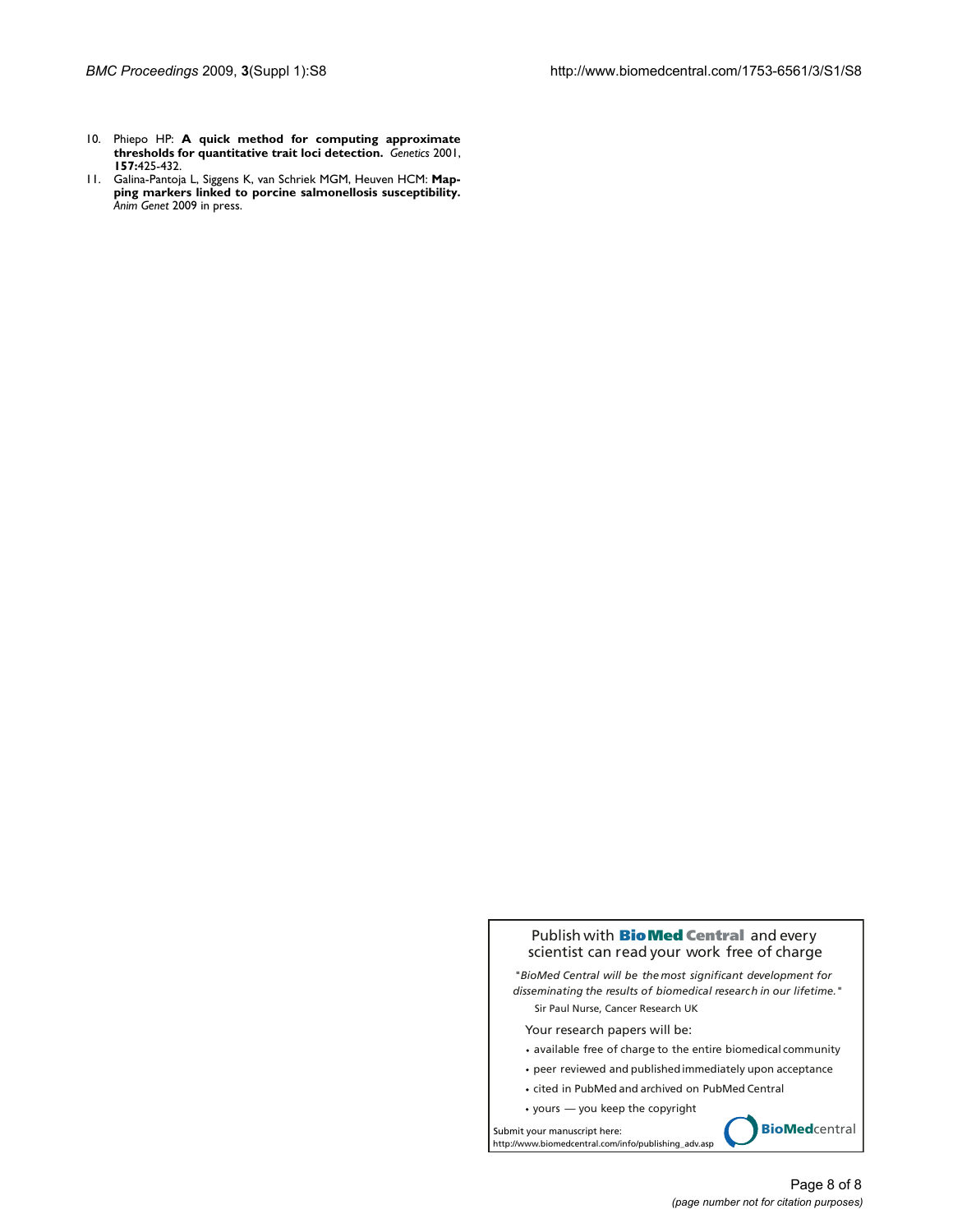10. Phiepo HP: **A quick method for computing approximate thresholds for quantitative trait loci detection.** *Genetics* 2001, **157:**425-432.
11. Galina-Pantoja L, Siggens K, van Schriek MGM, Heuven HCM: **Mapping markers linked to porcine salmonellosis susceptibility.** *Anim Genet* 2009 in press.

Publish with **BioMed Central** and every scientist can read your work free of charge

"*BioMed Central will be the most significant development for disseminating the results of biomedical research in our lifetime.*"

Sir Paul Nurse, Cancer Research UK

Your research papers will be:

- available free of charge to the entire biomedical community
- peer reviewed and published immediately upon acceptance
- cited in PubMed and archived on PubMed Central
- yours — you keep the copyright

Submit your manuscript here:
http://www.biomedcentral.com/info/publishing_adv.asp

**BioMed**central